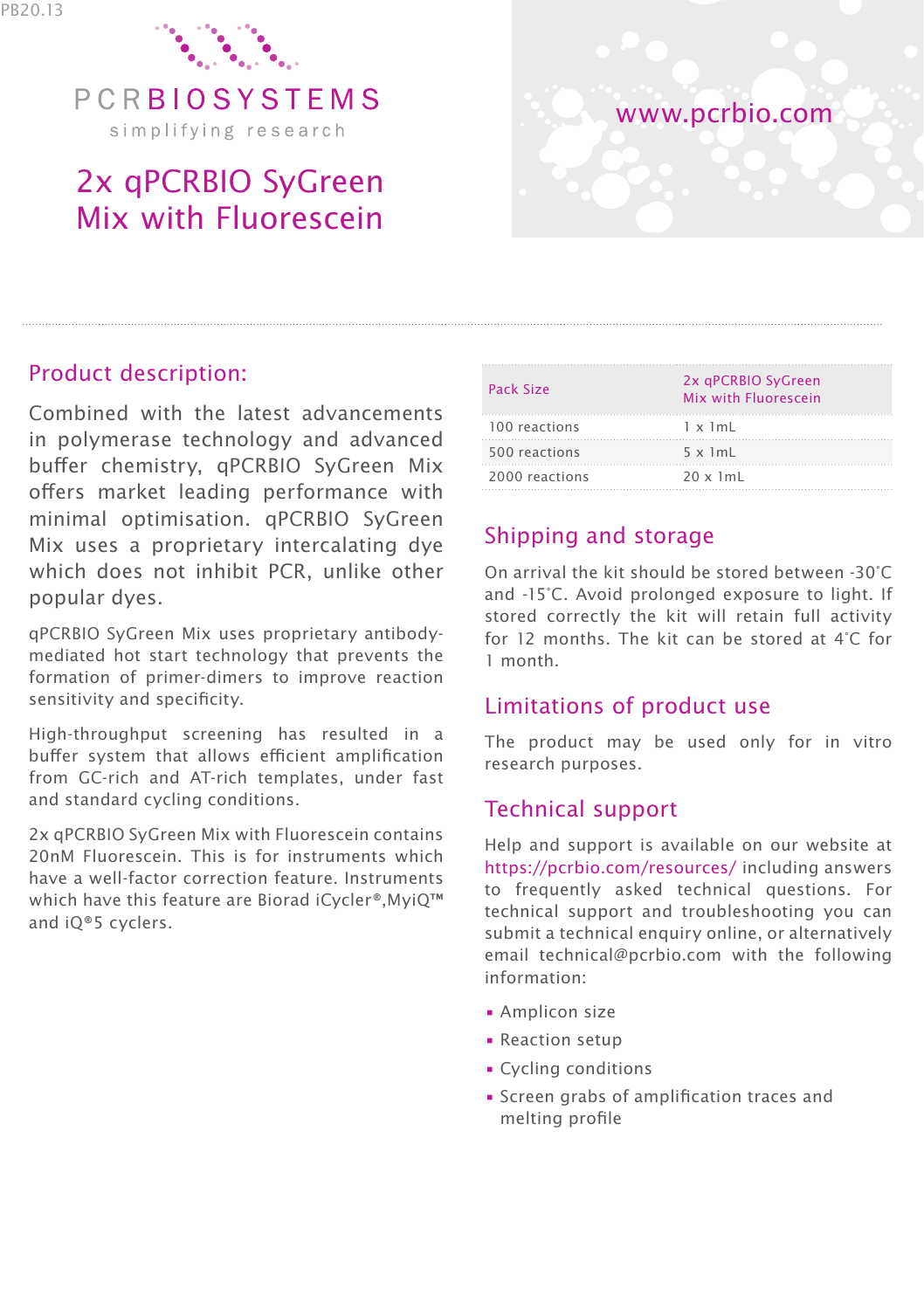PB20.13

PCRBIOSYSTEMS

simplifying research

# 2x qPCRBIO SyGreen Mix with Fluorescein

www.pcrbio.com

## Product description:

Combined with the latest advancements in polymerase technology and advanced buffer chemistry, qPCRBIO SyGreen Mix offers market leading performance with minimal optimisation. qPCRBIO SyGreen Mix uses a proprietary intercalating dye which does not inhibit PCR, unlike other popular dyes.

qPCRBIO SyGreen Mix uses proprietary antibody-mediated hot start technology that prevents the formation of primer-dimers to improve reaction sensitivity and specificity.

High-throughput screening has resulted in a buffer system that allows efficient amplification from GC-rich and AT-rich templates, under fast and standard cycling conditions.

2x qPCRBIO SyGreen Mix with Fluorescein contains 20nM Fluorescein. This is for instruments which have a well-factor correction feature. Instruments which have this feature are Biorad iCycler®,MyiQ™ and iQ®5 cyclers.

| Pack Size | 2x qPCRBIO SyGreen Mix with Fluorescein |
|---|---|
| 100 reactions | 1 x 1mL |
| 500 reactions | 5 x 1mL |
| 2000 reactions | 20 x 1mL |

## Shipping and storage

On arrival the kit should be stored between -30°C and -15°C. Avoid prolonged exposure to light. If stored correctly the kit will retain full activity for 12 months. The kit can be stored at 4°C for 1 month.

## Limitations of product use

The product may be used only for in vitro research purposes.

## Technical support

Help and support is available on our website at https://pcrbio.com/resources/ including answers to frequently asked technical questions. For technical support and troubleshooting you can submit a technical enquiry online, or alternatively email technical@pcrbio.com with the following information:

- Amplicon size
- Reaction setup
- Cycling conditions
- Screen grabs of amplification traces and melting profile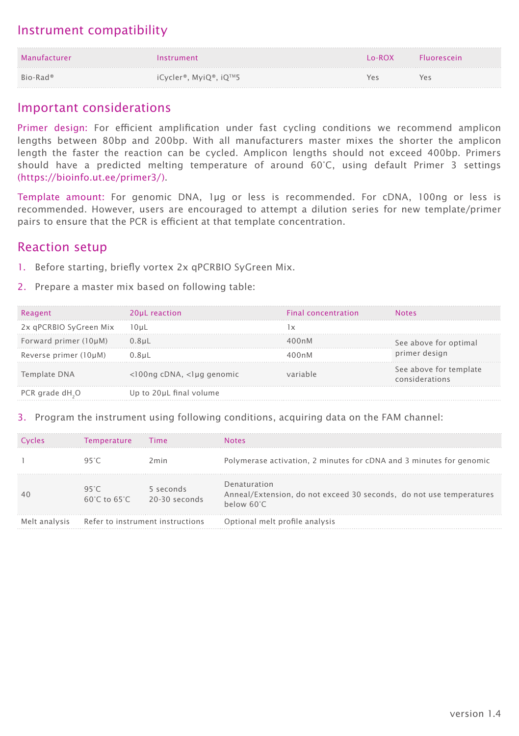## Instrument compatibility

| Manufacturer | Instrument | Lo-ROX | Fluorescein |
|---|---|---|---|
| Bio-Rad® | iCycler®, MyiQ®, iQ™5 | Yes | Yes |

## Important considerations

Primer design: For efficient amplification under fast cycling conditions we recommend amplicon lengths between 80bp and 200bp. With all manufacturers master mixes the shorter the amplicon length the faster the reaction can be cycled. Amplicon lengths should not exceed 400bp. Primers should have a predicted melting temperature of around 60°C, using default Primer 3 settings (https://bioinfo.ut.ee/primer3/).

Template amount: For genomic DNA, 1µg or less is recommended. For cDNA, 100ng or less is recommended. However, users are encouraged to attempt a dilution series for new template/primer pairs to ensure that the PCR is efficient at that template concentration.

## Reaction setup

1. Before starting, briefly vortex 2x qPCRBIO SyGreen Mix.
2. Prepare a master mix based on following table:

| Reagent | 20µL reaction | Final concentration | Notes |
|---|---|---|---|
| 2x qPCRBIO SyGreen Mix | 10µL | 1x | |
| Forward primer (10µM) | 0.8µL | 400nM | See above for optimal primer design |
| Reverse primer (10µM) | 0.8µL | 400nM | |
| Template DNA | <100ng cDNA, <1µg genomic | variable | See above for template considerations |
| PCR grade $dH_2O$ | Up to 20µL final volume | | |

3. Program the instrument using following conditions, acquiring data on the FAM channel:

| Cycles | Temperature | Time | Notes |
|---|---|---|---|
| 1 | 95°C | 2min | Polymerase activation, 2 minutes for cDNA and 3 minutes for genomic |
| 40 | 95°C<br>60°C to 65°C | 5 seconds<br>20-30 seconds | Denaturation<br>Anneal/Extension, do not exceed 30 seconds, do not use temperatures below 60°C |
| Melt analysis | Refer to instrument instructions | | Optional melt profile analysis |

version 1.4